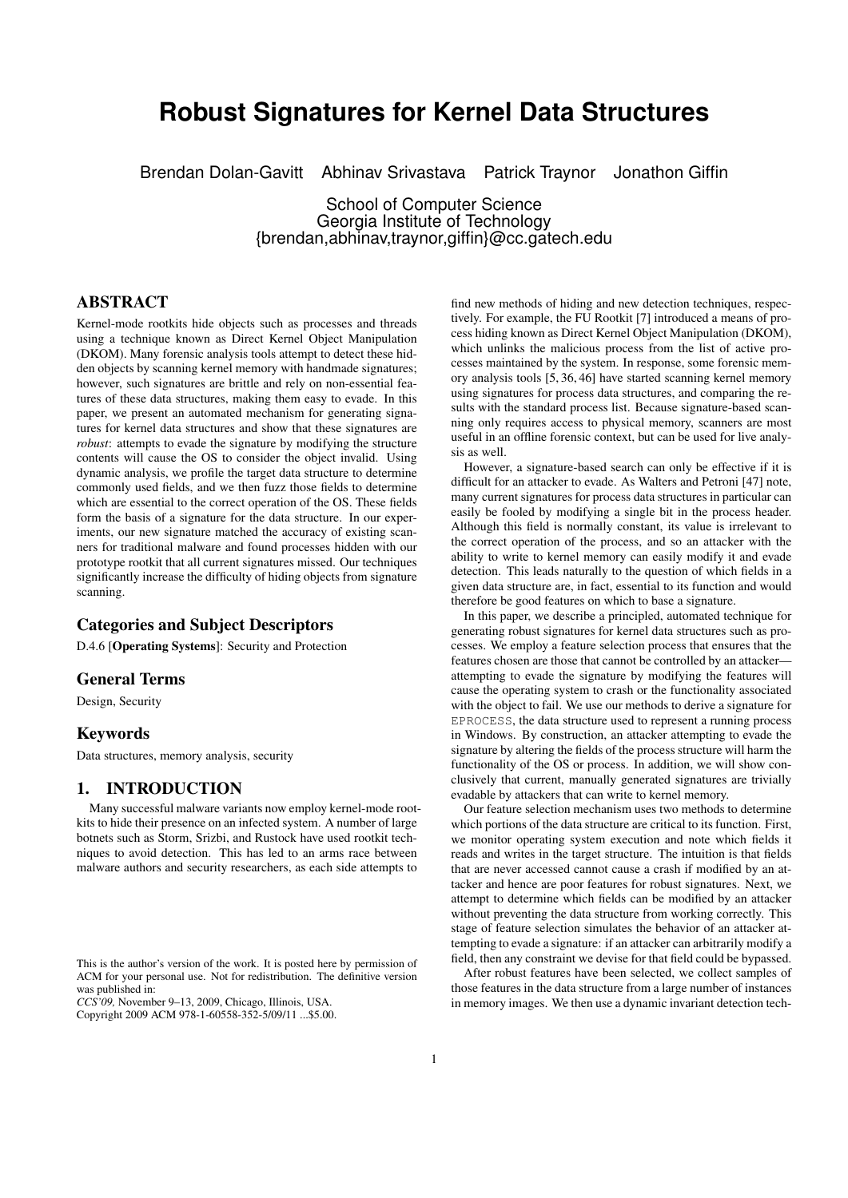# Robust Signatures for Kernel Data Structures

Brendan Dolan-Gavitt Abhinav Srivastava Patrick Traynor Jonathon Giffin

School of Computer Science
Georgia Institute of Technology
{brendan,abhinav,traynor,giffin}@cc.gatech.edu

## ABSTRACT

Kernel-mode rootkits hide objects such as processes and threads using a technique known as Direct Kernel Object Manipulation (DKOM). Many forensic analysis tools attempt to detect these hidden objects by scanning kernel memory with handmade signatures; however, such signatures are brittle and rely on non-essential features of these data structures, making them easy to evade. In this paper, we present an automated mechanism for generating signatures for kernel data structures and show that these signatures are *robust*: attempts to evade the signature by modifying the structure contents will cause the OS to consider the object invalid. Using dynamic analysis, we profile the target data structure to determine commonly used fields, and we then fuzz those fields to determine which are essential to the correct operation of the OS. These fields form the basis of a signature for the data structure. In our experiments, our new signature matched the accuracy of existing scanners for traditional malware and found processes hidden with our prototype rootkit that all current signatures missed. Our techniques significantly increase the difficulty of hiding objects from signature scanning.

### Categories and Subject Descriptors

D.4.6 [**Operating Systems**]: Security and Protection

### General Terms

Design, Security

### Keywords

Data structures, memory analysis, security

## 1. INTRODUCTION

Many successful malware variants now employ kernel-mode rootkits to hide their presence on an infected system. A number of large botnets such as Storm, Srizbi, and Rustock have used rootkit techniques to avoid detection. This has led to an arms race between malware authors and security researchers, as each side attempts to find new methods of hiding and new detection techniques, respectively. For example, the FU Rootkit [7] introduced a means of process hiding known as Direct Kernel Object Manipulation (DKOM), which unlinks the malicious process from the list of active processes maintained by the system. In response, some forensic memory analysis tools [5, 36, 46] have started scanning kernel memory using signatures for process data structures, and comparing the results with the standard process list. Because signature-based scanning only requires access to physical memory, scanners are most useful in an offline forensic context, but can be used for live analysis as well.

However, a signature-based search can only be effective if it is difficult for an attacker to evade. As Walters and Petroni [47] note, many current signatures for process data structures in particular can easily be fooled by modifying a single bit in the process header. Although this field is normally constant, its value is irrelevant to the correct operation of the process, and so an attacker with the ability to write to kernel memory can easily modify it and evade detection. This leads naturally to the question of which fields in a given data structure are, in fact, essential to its function and would therefore be good features on which to base a signature.

In this paper, we describe a principled, automated technique for generating robust signatures for kernel data structures such as processes. We employ a feature selection process that ensures that the features chosen are those that cannot be controlled by an attacker—attempting to evade the signature by modifying the features will cause the operating system to crash or the functionality associated with the object to fail. We use our methods to derive a signature for `EPROCESS`, the data structure used to represent a running process in Windows. By construction, an attacker attempting to evade the signature by altering the fields of the process structure will harm the functionality of the OS or process. In addition, we will show conclusively that current, manually generated signatures are trivially evadable by attackers that can write to kernel memory.

Our feature selection mechanism uses two methods to determine which portions of the data structure are critical to its function. First, we monitor operating system execution and note which fields it reads and writes in the target structure. The intuition is that fields that are never accessed cannot cause a crash if modified by an attacker and hence are poor features for robust signatures. Next, we attempt to determine which fields can be modified by an attacker without preventing the data structure from working correctly. This stage of feature selection simulates the behavior of an attacker attempting to evade a signature: if an attacker can arbitrarily modify a field, then any constraint we devise for that field could be bypassed.

After robust features have been selected, we collect samples of those features in the data structure from a large number of instances in memory images. We then use a dynamic invariant detection tech-

This is the author's version of the work. It is posted here by permission of ACM for your personal use. Not for redistribution. The definitive version was published in:
*CCS'09,* November 9–13, 2009, Chicago, Illinois, USA.
Copyright 2009 ACM 978-1-60558-352-5/09/11 ...$5.00.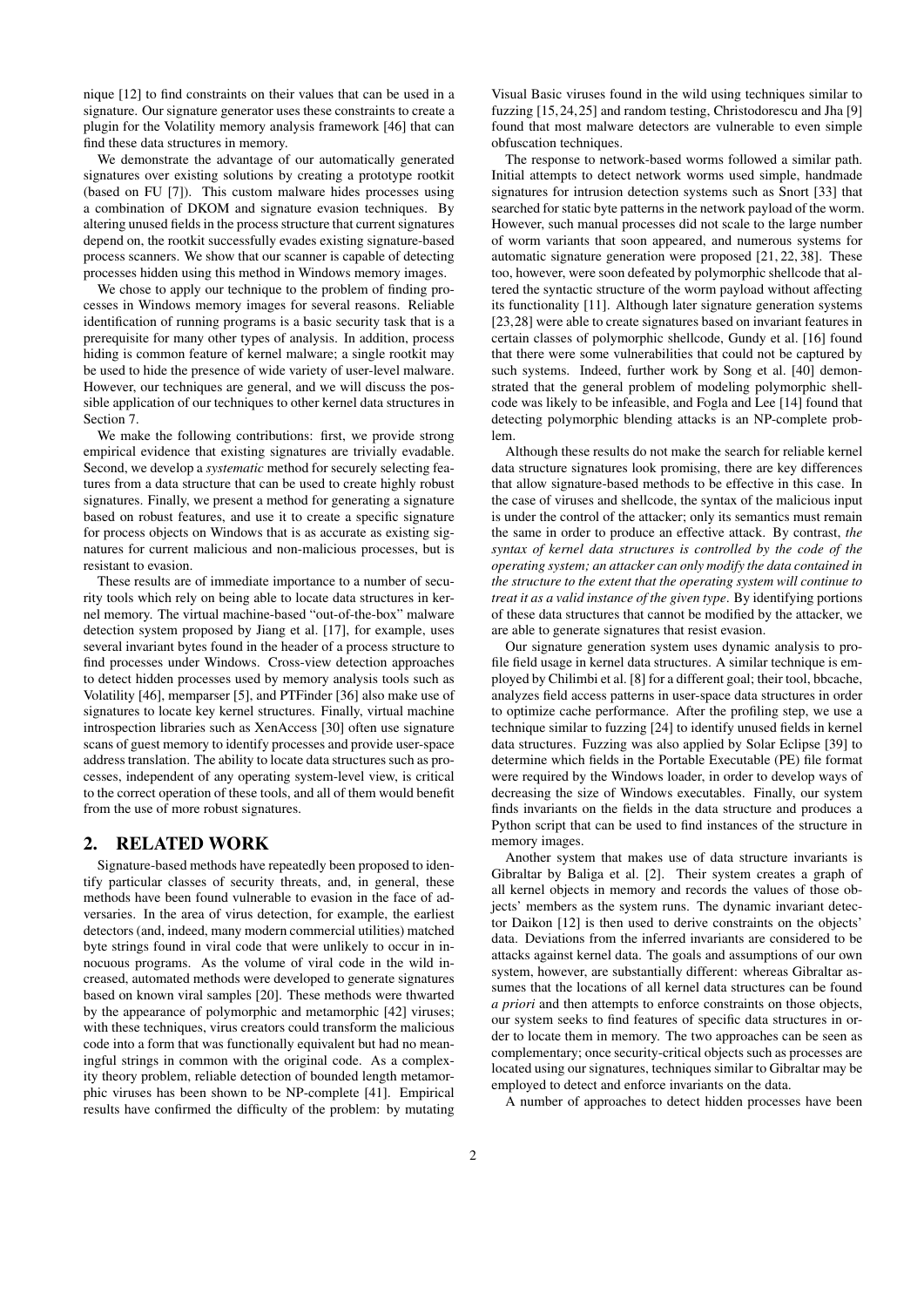nique [12] to find constraints on their values that can be used in a signature. Our signature generator uses these constraints to create a plugin for the Volatility memory analysis framework [46] that can find these data structures in memory.

We demonstrate the advantage of our automatically generated signatures over existing solutions by creating a prototype rootkit (based on FU [7]). This custom malware hides processes using a combination of DKOM and signature evasion techniques. By altering unused fields in the process structure that current signatures depend on, the rootkit successfully evades existing signature-based process scanners. We show that our scanner is capable of detecting processes hidden using this method in Windows memory images.

We chose to apply our technique to the problem of finding processes in Windows memory images for several reasons. Reliable identification of running programs is a basic security task that is a prerequisite for many other types of analysis. In addition, process hiding is common feature of kernel malware; a single rootkit may be used to hide the presence of wide variety of user-level malware. However, our techniques are general, and we will discuss the possible application of our techniques to other kernel data structures in Section 7.

We make the following contributions: first, we provide strong empirical evidence that existing signatures are trivially evadable. Second, we develop a *systematic* method for securely selecting features from a data structure that can be used to create highly robust signatures. Finally, we present a method for generating a signature based on robust features, and use it to create a specific signature for process objects on Windows that is as accurate as existing signatures for current malicious and non-malicious processes, but is resistant to evasion.

These results are of immediate importance to a number of security tools which rely on being able to locate data structures in kernel memory. The virtual machine-based "out-of-the-box" malware detection system proposed by Jiang et al. [17], for example, uses several invariant bytes found in the header of a process structure to find processes under Windows. Cross-view detection approaches to detect hidden processes used by memory analysis tools such as Volatility [46], memparser [5], and PTFinder [36] also make use of signatures to locate key kernel structures. Finally, virtual machine introspection libraries such as XenAccess [30] often use signature scans of guest memory to identify processes and provide user-space address translation. The ability to locate data structures such as processes, independent of any operating system-level view, is critical to the correct operation of these tools, and all of them would benefit from the use of more robust signatures.

## 2. RELATED WORK

Signature-based methods have repeatedly been proposed to identify particular classes of security threats, and, in general, these methods have been found vulnerable to evasion in the face of adversaries. In the area of virus detection, for example, the earliest detectors (and, indeed, many modern commercial utilities) matched byte strings found in viral code that were unlikely to occur in innocuous programs. As the volume of viral code in the wild increased, automated methods were developed to generate signatures based on known viral samples [20]. These methods were thwarted by the appearance of polymorphic and metamorphic [42] viruses; with these techniques, virus creators could transform the malicious code into a form that was functionally equivalent but had no meaningful strings in common with the original code. As a complexity theory problem, reliable detection of bounded length metamorphic viruses has been shown to be NP-complete [41]. Empirical results have confirmed the difficulty of the problem: by mutating Visual Basic viruses found in the wild using techniques similar to fuzzing [15, 24, 25] and random testing, Christodorescu and Jha [9] found that most malware detectors are vulnerable to even simple obfuscation techniques.

The response to network-based worms followed a similar path. Initial attempts to detect network worms used simple, handmade signatures for intrusion detection systems such as Snort [33] that searched for static byte patterns in the network payload of the worm. However, such manual processes did not scale to the large number of worm variants that soon appeared, and numerous systems for automatic signature generation were proposed [21, 22, 38]. These too, however, were soon defeated by polymorphic shellcode that altered the syntactic structure of the worm payload without affecting its functionality [11]. Although later signature generation systems [23,28] were able to create signatures based on invariant features in certain classes of polymorphic shellcode, Gundy et al. [16] found that there were some vulnerabilities that could not be captured by such systems. Indeed, further work by Song et al. [40] demonstrated that the general problem of modeling polymorphic shellcode was likely to be infeasible, and Fogla and Lee [14] found that detecting polymorphic blending attacks is an NP-complete problem.

Although these results do not make the search for reliable kernel data structure signatures look promising, there are key differences that allow signature-based methods to be effective in this case. In the case of viruses and shellcode, the syntax of the malicious input is under the control of the attacker; only its semantics must remain the same in order to produce an effective attack. By contrast, *the syntax of kernel data structures is controlled by the code of the operating system; an attacker can only modify the data contained in the structure to the extent that the operating system will continue to treat it as a valid instance of the given type*. By identifying portions of these data structures that cannot be modified by the attacker, we are able to generate signatures that resist evasion.

Our signature generation system uses dynamic analysis to profile field usage in kernel data structures. A similar technique is employed by Chilimbi et al. [8] for a different goal; their tool, bbcache, analyzes field access patterns in user-space data structures in order to optimize cache performance. After the profiling step, we use a technique similar to fuzzing [24] to identify unused fields in kernel data structures. Fuzzing was also applied by Solar Eclipse [39] to determine which fields in the Portable Executable (PE) file format were required by the Windows loader, in order to develop ways of decreasing the size of Windows executables. Finally, our system finds invariants on the fields in the data structure and produces a Python script that can be used to find instances of the structure in memory images.

Another system that makes use of data structure invariants is Gibraltar by Baliga et al. [2]. Their system creates a graph of all kernel objects in memory and records the values of those objects' members as the system runs. The dynamic invariant detector Daikon [12] is then used to derive constraints on the objects' data. Deviations from the inferred invariants are considered to be attacks against kernel data. The goals and assumptions of our own system, however, are substantially different: whereas Gibraltar assumes that the locations of all kernel data structures can be found *a priori* and then attempts to enforce constraints on those objects, our system seeks to find features of specific data structures in order to locate them in memory. The two approaches can be seen as complementary; once security-critical objects such as processes are located using our signatures, techniques similar to Gibraltar may be employed to detect and enforce invariants on the data.

A number of approaches to detect hidden processes have been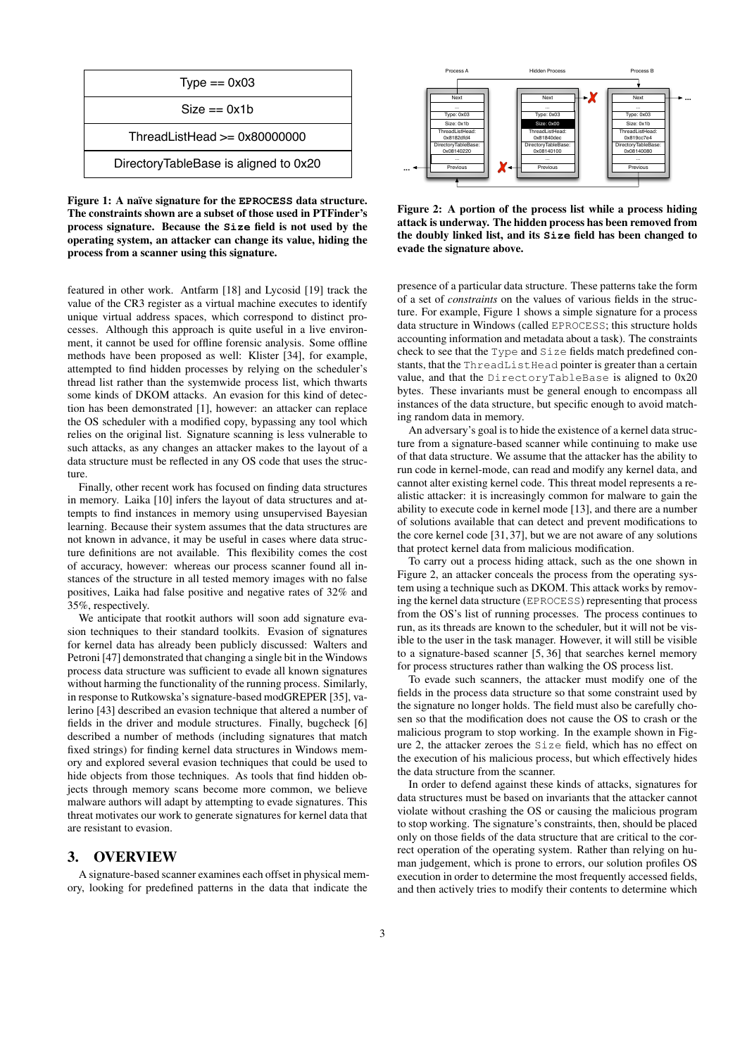| Type == 0x03 |
|---|
| Size == 0x1b |
| ThreadListHead >= 0x80000000 |
| DirectoryTableBase is aligned to 0x20 |

**Figure 1: A naïve signature for the `EPROCESS` data structure. The constraints shown are a subset of those used in PTFinder's process signature. Because the `Size` field is not used by the operating system, an attacker can change its value, hiding the process from a scanner using this signature.**

Process A

Hidden Process

Process B

Next

...

Type: 0x03

Size: 0x1b

ThreadListHead: 0x8182dfd4

DirectoryTableBase: 0x08140220

...

Previous

Next

...

Type: 0x03

Size: 0x00

ThreadListHead: 0x81840dec

DirectoryTableBase: 0x08140100

...

Previous

Next

...

Type: 0x03

Size: 0x1b

ThreadListHead: 0x819cc7e4

DirectoryTableBase: 0x08140080

...

Previous

**Figure 2: A portion of the process list while a process hiding attack is underway. The hidden process has been removed from the doubly linked list, and its `Size` field has been changed to evade the signature above.**

featured in other work. Antfarm [18] and Lycosid [19] track the value of the CR3 register as a virtual machine executes to identify unique virtual address spaces, which correspond to distinct processes. Although this approach is quite useful in a live environment, it cannot be used for offline forensic analysis. Some offline methods have been proposed as well: Klister [34], for example, attempted to find hidden processes by relying on the scheduler's thread list rather than the systemwide process list, which thwarts some kinds of DKOM attacks. An evasion for this kind of detection has been demonstrated [1], however: an attacker can replace the OS scheduler with a modified copy, bypassing any tool which relies on the original list. Signature scanning is less vulnerable to such attacks, as any changes an attacker makes to the layout of a data structure must be reflected in any OS code that uses the structure.

Finally, other recent work has focused on finding data structures in memory. Laika [10] infers the layout of data structures and attempts to find instances in memory using unsupervised Bayesian learning. Because their system assumes that the data structures are not known in advance, it may be useful in cases where data structure definitions are not available. This flexibility comes the cost of accuracy, however: whereas our process scanner found all instances of the structure in all tested memory images with no false positives, Laika had false positive and negative rates of 32% and 35%, respectively.

We anticipate that rootkit authors will soon add signature evasion techniques to their standard toolkits. Evasion of signatures for kernel data has already been publicly discussed: Walters and Petroni [47] demonstrated that changing a single bit in the Windows process data structure was sufficient to evade all known signatures without harming the functionality of the running process. Similarly, in response to Rutkowska's signature-based modGREPER [35], valerino [43] described an evasion technique that altered a number of fields in the driver and module structures. Finally, bugcheck [6] described a number of methods (including signatures that match fixed strings) for finding kernel data structures in Windows memory and explored several evasion techniques that could be used to hide objects from those techniques. As tools that find hidden objects through memory scans become more common, we believe malware authors will adapt by attempting to evade signatures. This threat motivates our work to generate signatures for kernel data that are resistant to evasion.

## 3. OVERVIEW

A signature-based scanner examines each offset in physical memory, looking for predefined patterns in the data that indicate the presence of a particular data structure. These patterns take the form of a set of *constraints* on the values of various fields in the structure. For example, Figure 1 shows a simple signature for a process data structure in Windows (called `EPROCESS`; this structure holds accounting information and metadata about a task). The constraints check to see that the `Type` and `Size` fields match predefined constants, that the `ThreadListHead` pointer is greater than a certain value, and that the `DirectoryTableBase` is aligned to 0x20 bytes. These invariants must be general enough to encompass all instances of the data structure, but specific enough to avoid matching random data in memory.

An adversary's goal is to hide the existence of a kernel data structure from a signature-based scanner while continuing to make use of that data structure. We assume that the attacker has the ability to run code in kernel-mode, can read and modify any kernel data, and cannot alter existing kernel code. This threat model represents a realistic attacker: it is increasingly common for malware to gain the ability to execute code in kernel mode [13], and there are a number of solutions available that can detect and prevent modifications to the core kernel code [31, 37], but we are not aware of any solutions that protect kernel data from malicious modification.

To carry out a process hiding attack, such as the one shown in Figure 2, an attacker conceals the process from the operating system using a technique such as DKOM. This attack works by removing the kernel data structure (`EPROCESS`) representing that process from the OS's list of running processes. The process continues to run, as its threads are known to the scheduler, but it will not be visible to the user in the task manager. However, it will still be visible to a signature-based scanner [5, 36] that searches kernel memory for process structures rather than walking the OS process list.

To evade such scanners, the attacker must modify one of the fields in the process data structure so that some constraint used by the signature no longer holds. The field must also be carefully chosen so that the modification does not cause the OS to crash or the malicious program to stop working. In the example shown in Figure 2, the attacker zeroes the `Size` field, which has no effect on the execution of his malicious process, but which effectively hides the data structure from the scanner.

In order to defend against these kinds of attacks, signatures for data structures must be based on invariants that the attacker cannot violate without crashing the OS or causing the malicious program to stop working. The signature's constraints, then, should be placed only on those fields of the data structure that are critical to the correct operation of the operating system. Rather than relying on human judgement, which is prone to errors, our solution profiles OS execution in order to determine the most frequently accessed fields, and then actively tries to modify their contents to determine which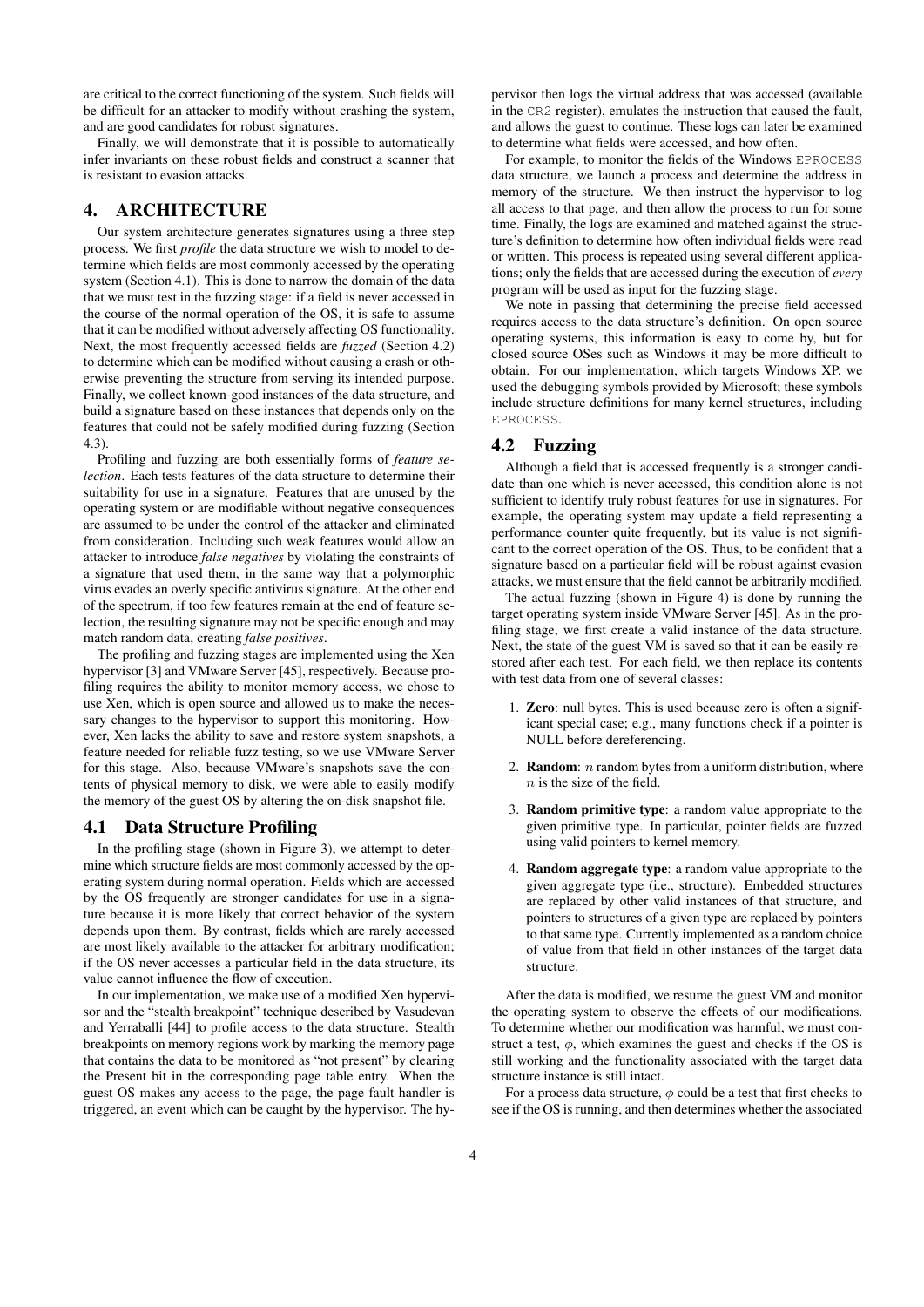are critical to the correct functioning of the system. Such fields will be difficult for an attacker to modify without crashing the system, and are good candidates for robust signatures.

Finally, we will demonstrate that it is possible to automatically infer invariants on these robust fields and construct a scanner that is resistant to evasion attacks.

# 4. ARCHITECTURE

Our system architecture generates signatures using a three step process. We first *profile* the data structure we wish to model to determine which fields are most commonly accessed by the operating system (Section 4.1). This is done to narrow the domain of the data that we must test in the fuzzing stage: if a field is never accessed in the course of the normal operation of the OS, it is safe to assume that it can be modified without adversely affecting OS functionality. Next, the most frequently accessed fields are *fuzzed* (Section 4.2) to determine which can be modified without causing a crash or otherwise preventing the structure from serving its intended purpose. Finally, we collect known-good instances of the data structure, and build a signature based on these instances that depends only on the features that could not be safely modified during fuzzing (Section 4.3).

Profiling and fuzzing are both essentially forms of *feature selection*. Each tests features of the data structure to determine their suitability for use in a signature. Features that are unused by the operating system or are modifiable without negative consequences are assumed to be under the control of the attacker and eliminated from consideration. Including such weak features would allow an attacker to introduce *false negatives* by violating the constraints of a signature that used them, in the same way that a polymorphic virus evades an overly specific antivirus signature. At the other end of the spectrum, if too few features remain at the end of feature selection, the resulting signature may not be specific enough and may match random data, creating *false positives*.

The profiling and fuzzing stages are implemented using the Xen hypervisor [3] and VMware Server [45], respectively. Because profiling requires the ability to monitor memory access, we chose to use Xen, which is open source and allowed us to make the necessary changes to the hypervisor to support this monitoring. However, Xen lacks the ability to save and restore system snapshots, a feature needed for reliable fuzz testing, so we use VMware Server for this stage. Also, because VMware's snapshots save the contents of physical memory to disk, we were able to easily modify the memory of the guest OS by altering the on-disk snapshot file.

## 4.1 Data Structure Profiling

In the profiling stage (shown in Figure 3), we attempt to determine which structure fields are most commonly accessed by the operating system during normal operation. Fields which are accessed by the OS frequently are stronger candidates for use in a signature because it is more likely that correct behavior of the system depends upon them. By contrast, fields which are rarely accessed are most likely available to the attacker for arbitrary modification; if the OS never accesses a particular field in the data structure, its value cannot influence the flow of execution.

In our implementation, we make use of a modified Xen hypervisor and the "stealth breakpoint" technique described by Vasudevan and Yerraballi [44] to profile access to the data structure. Stealth breakpoints on memory regions work by marking the memory page that contains the data to be monitored as "not present" by clearing the Present bit in the corresponding page table entry. When the guest OS makes any access to the page, the page fault handler is triggered, an event which can be caught by the hypervisor. The hypervisor then logs the virtual address that was accessed (available in the `CR2` register), emulates the instruction that caused the fault, and allows the guest to continue. These logs can later be examined to determine what fields were accessed, and how often.

For example, to monitor the fields of the Windows `EPROCESS` data structure, we launch a process and determine the address in memory of the structure. We then instruct the hypervisor to log all access to that page, and then allow the process to run for some time. Finally, the logs are examined and matched against the structure's definition to determine how often individual fields were read or written. This process is repeated using several different applications; only the fields that are accessed during the execution of *every* program will be used as input for the fuzzing stage.

We note in passing that determining the precise field accessed requires access to the data structure's definition. On open source operating systems, this information is easy to come by, but for closed source OSes such as Windows it may be more difficult to obtain. For our implementation, which targets Windows XP, we used the debugging symbols provided by Microsoft; these symbols include structure definitions for many kernel structures, including `EPROCESS`.

## 4.2 Fuzzing

Although a field that is accessed frequently is a stronger candidate than one which is never accessed, this condition alone is not sufficient to identify truly robust features for use in signatures. For example, the operating system may update a field representing a performance counter quite frequently, but its value is not significant to the correct operation of the OS. Thus, to be confident that a signature based on a particular field will be robust against evasion attacks, we must ensure that the field cannot be arbitrarily modified.

The actual fuzzing (shown in Figure 4) is done by running the target operating system inside VMware Server [45]. As in the profiling stage, we first create a valid instance of the data structure. Next, the state of the guest VM is saved so that it can be easily restored after each test. For each field, we then replace its contents with test data from one of several classes:

1. **Zero**: null bytes. This is used because zero is often a significant special case; e.g., many functions check if a pointer is NULL before dereferencing.
2. **Random**: $n$ random bytes from a uniform distribution, where $n$ is the size of the field.
3. **Random primitive type**: a random value appropriate to the given primitive type. In particular, pointer fields are fuzzed using valid pointers to kernel memory.
4. **Random aggregate type**: a random value appropriate to the given aggregate type (i.e., structure). Embedded structures are replaced by other valid instances of that structure, and pointers to structures of a given type are replaced by pointers to that same type. Currently implemented as a random choice of value from that field in other instances of the target data structure.

After the data is modified, we resume the guest VM and monitor the operating system to observe the effects of our modifications. To determine whether our modification was harmful, we must construct a test, $\phi$, which examines the guest and checks if the OS is still working and the functionality associated with the target data structure instance is still intact.

For a process data structure, $\phi$ could be a test that first checks to see if the OS is running, and then determines whether the associated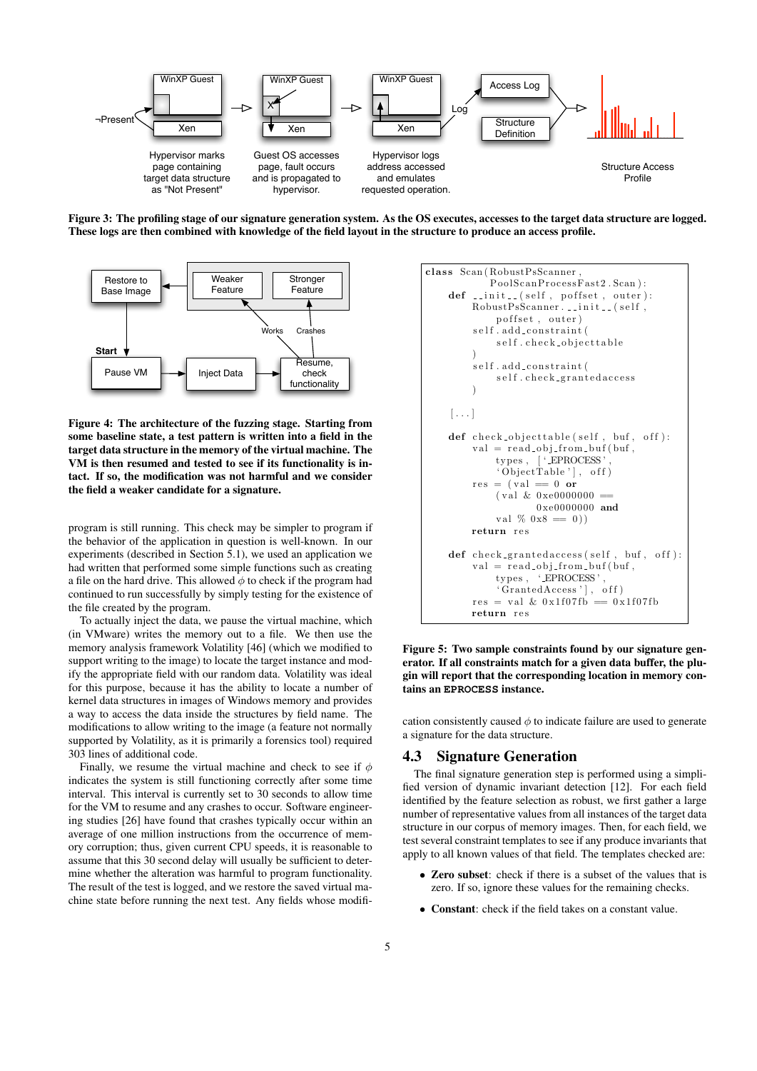Figure 3: The profiling stage of our signature generation system. As the OS executes, accesses to the target data structure are logged. These logs are then combined with knowledge of the field layout in the structure to produce an access profile.

Figure 4: The architecture of the fuzzing stage. Starting from some baseline state, a test pattern is written into a field in the target data structure in the memory of the virtual machine. The VM is then resumed and tested to see if its functionality is intact. If so, the modification was not harmful and we consider the field a weaker candidate for a signature.

program is still running. This check may be simpler to program if the behavior of the application in question is well-known. In our experiments (described in Section 5.1), we used an application we had written that performed some simple functions such as creating a file on the hard drive. This allowed $\phi$ to check if the program had continued to run successfully by simply testing for the existence of the file created by the program.

To actually inject the data, we pause the virtual machine, which (in VMware) writes the memory out to a file. We then use the memory analysis framework Volatility [46] (which we modified to support writing to the image) to locate the target instance and modify the appropriate field with our random data. Volatility was ideal for this purpose, because it has the ability to locate a number of kernel data structures in images of Windows memory and provides a way to access the data inside the structures by field name. The modifications to allow writing to the image (a feature not normally supported by Volatility, as it is primarily a forensics tool) required 303 lines of additional code.

Finally, we resume the virtual machine and check to see if $\phi$ indicates the system is still functioning correctly after some time interval. This interval is currently set to 30 seconds to allow time for the VM to resume and any crashes to occur. Software engineering studies [26] have found that crashes typically occur within an average of one million instructions from the occurrence of memory corruption; thus, given current CPU speeds, it is reasonable to assume that this 30 second delay will usually be sufficient to determine whether the alteration was harmful to program functionality. The result of the test is logged, and we restore the saved virtual machine state before running the next test. Any fields whose modification consistently caused $\phi$ to indicate failure are used to generate a signature for the data structure.

```
class Scan(RobustPsScanner,
           PoolScanProcessFast2.Scan):
    def __init__(self, poffset, outer):
        RobustPsScanner.__init__(self,
            poffset, outer)
        self.add_constraint(
            self.check_objecttable
        )
        self.add_constraint(
            self.check_grantedaccess
        )

    [...]

    def check_objecttable(self, buf, off):
        val = read_obj_from_buf(buf,
            types, ['_EPROCESS',
            'ObjectTable'], off)
        res = (val == 0 or
            (val & 0xe0000000 ==
                0xe0000000 and
            val % 0x8 == 0))
        return res

    def check_grantedaccess(self, buf, off):
        val = read_obj_from_buf(buf,
            types, '_EPROCESS',
            'GrantedAccess'], off)
        res = val & 0x1f07fb == 0x1f07fb
        return res
```

Figure 5: Two sample constraints found by our signature generator. If all constraints match for a given data buffer, the plugin will report that the corresponding location in memory contains an `EPROCESS` instance.

## 4.3 Signature Generation

The final signature generation step is performed using a simplified version of dynamic invariant detection [12]. For each field identified by the feature selection as robust, we first gather a large number of representative values from all instances of the target data structure in our corpus of memory images. Then, for each field, we test several constraint templates to see if any produce invariants that apply to all known values of that field. The templates checked are:

- **Zero subset**: check if there is a subset of the values that is zero. If so, ignore these values for the remaining checks.
- **Constant**: check if the field takes on a constant value.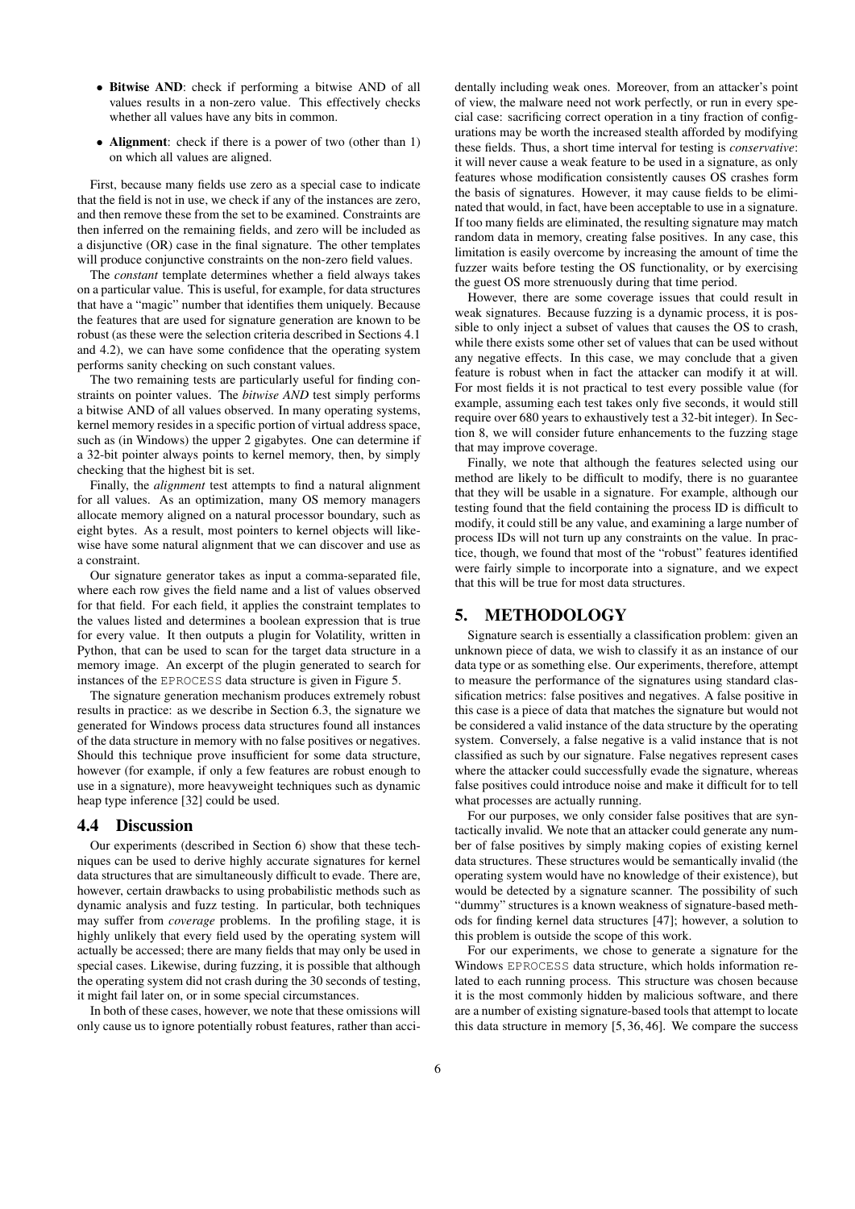- **Bitwise AND**: check if performing a bitwise AND of all values results in a non-zero value. This effectively checks whether all values have any bits in common.
- **Alignment**: check if there is a power of two (other than 1) on which all values are aligned.

First, because many fields use zero as a special case to indicate that the field is not in use, we check if any of the instances are zero, and then remove these from the set to be examined. Constraints are then inferred on the remaining fields, and zero will be included as a disjunctive (OR) case in the final signature. The other templates will produce conjunctive constraints on the non-zero field values.

The *constant* template determines whether a field always takes on a particular value. This is useful, for example, for data structures that have a "magic" number that identifies them uniquely. Because the features that are used for signature generation are known to be robust (as these were the selection criteria described in Sections 4.1 and 4.2), we can have some confidence that the operating system performs sanity checking on such constant values.

The two remaining tests are particularly useful for finding constraints on pointer values. The *bitwise AND* test simply performs a bitwise AND of all values observed. In many operating systems, kernel memory resides in a specific portion of virtual address space, such as (in Windows) the upper 2 gigabytes. One can determine if a 32-bit pointer always points to kernel memory, then, by simply checking that the highest bit is set.

Finally, the *alignment* test attempts to find a natural alignment for all values. As an optimization, many OS memory managers allocate memory aligned on a natural processor boundary, such as eight bytes. As a result, most pointers to kernel objects will likewise have some natural alignment that we can discover and use as a constraint.

Our signature generator takes as input a comma-separated file, where each row gives the field name and a list of values observed for that field. For each field, it applies the constraint templates to the values listed and determines a boolean expression that is true for every value. It then outputs a plugin for Volatility, written in Python, that can be used to scan for the target data structure in a memory image. An excerpt of the plugin generated to search for instances of the `EPROCESS` data structure is given in Figure 5.

The signature generation mechanism produces extremely robust results in practice: as we describe in Section 6.3, the signature we generated for Windows process data structures found all instances of the data structure in memory with no false positives or negatives. Should this technique prove insufficient for some data structure, however (for example, if only a few features are robust enough to use in a signature), more heavyweight techniques such as dynamic heap type inference [32] could be used.

## 4.4 Discussion

Our experiments (described in Section 6) show that these techniques can be used to derive highly accurate signatures for kernel data structures that are simultaneously difficult to evade. There are, however, certain drawbacks to using probabilistic methods such as dynamic analysis and fuzz testing. In particular, both techniques may suffer from *coverage* problems. In the profiling stage, it is highly unlikely that every field used by the operating system will actually be accessed; there are many fields that may only be used in special cases. Likewise, during fuzzing, it is possible that although the operating system did not crash during the 30 seconds of testing, it might fail later on, or in some special circumstances.

In both of these cases, however, we note that these omissions will only cause us to ignore potentially robust features, rather than accidentally including weak ones. Moreover, from an attacker's point of view, the malware need not work perfectly, or run in every special case: sacrificing correct operation in a tiny fraction of configurations may be worth the increased stealth afforded by modifying these fields. Thus, a short time interval for testing is *conservative*: it will never cause a weak feature to be used in a signature, as only features whose modification consistently causes OS crashes form the basis of signatures. However, it may cause fields to be eliminated that would, in fact, have been acceptable to use in a signature. If too many fields are eliminated, the resulting signature may match random data in memory, creating false positives. In any case, this limitation is easily overcome by increasing the amount of time the fuzzer waits before testing the OS functionality, or by exercising the guest OS more strenuously during that time period.

However, there are some coverage issues that could result in weak signatures. Because fuzzing is a dynamic process, it is possible to only inject a subset of values that causes the OS to crash, while there exists some other set of values that can be used without any negative effects. In this case, we may conclude that a given feature is robust when in fact the attacker can modify it at will. For most fields it is not practical to test every possible value (for example, assuming each test takes only five seconds, it would still require over 680 years to exhaustively test a 32-bit integer). In Section 8, we will consider future enhancements to the fuzzing stage that may improve coverage.

Finally, we note that although the features selected using our method are likely to be difficult to modify, there is no guarantee that they will be usable in a signature. For example, although our testing found that the field containing the process ID is difficult to modify, it could still be any value, and examining a large number of process IDs will not turn up any constraints on the value. In practice, though, we found that most of the "robust" features identified were fairly simple to incorporate into a signature, and we expect that this will be true for most data structures.

# 5. METHODOLOGY

Signature search is essentially a classification problem: given an unknown piece of data, we wish to classify it as an instance of our data type or as something else. Our experiments, therefore, attempt to measure the performance of the signatures using standard classification metrics: false positives and negatives. A false positive in this case is a piece of data that matches the signature but would not be considered a valid instance of the data structure by the operating system. Conversely, a false negative is a valid instance that is not classified as such by our signature. False negatives represent cases where the attacker could successfully evade the signature, whereas false positives could introduce noise and make it difficult for to tell what processes are actually running.

For our purposes, we only consider false positives that are syntactically invalid. We note that an attacker could generate any number of false positives by simply making copies of existing kernel data structures. These structures would be semantically invalid (the operating system would have no knowledge of their existence), but would be detected by a signature scanner. The possibility of such "dummy" structures is a known weakness of signature-based methods for finding kernel data structures [47]; however, a solution to this problem is outside the scope of this work.

For our experiments, we chose to generate a signature for the Windows `EPROCESS` data structure, which holds information related to each running process. This structure was chosen because it is the most commonly hidden by malicious software, and there are a number of existing signature-based tools that attempt to locate this data structure in memory [5, 36, 46]. We compare the success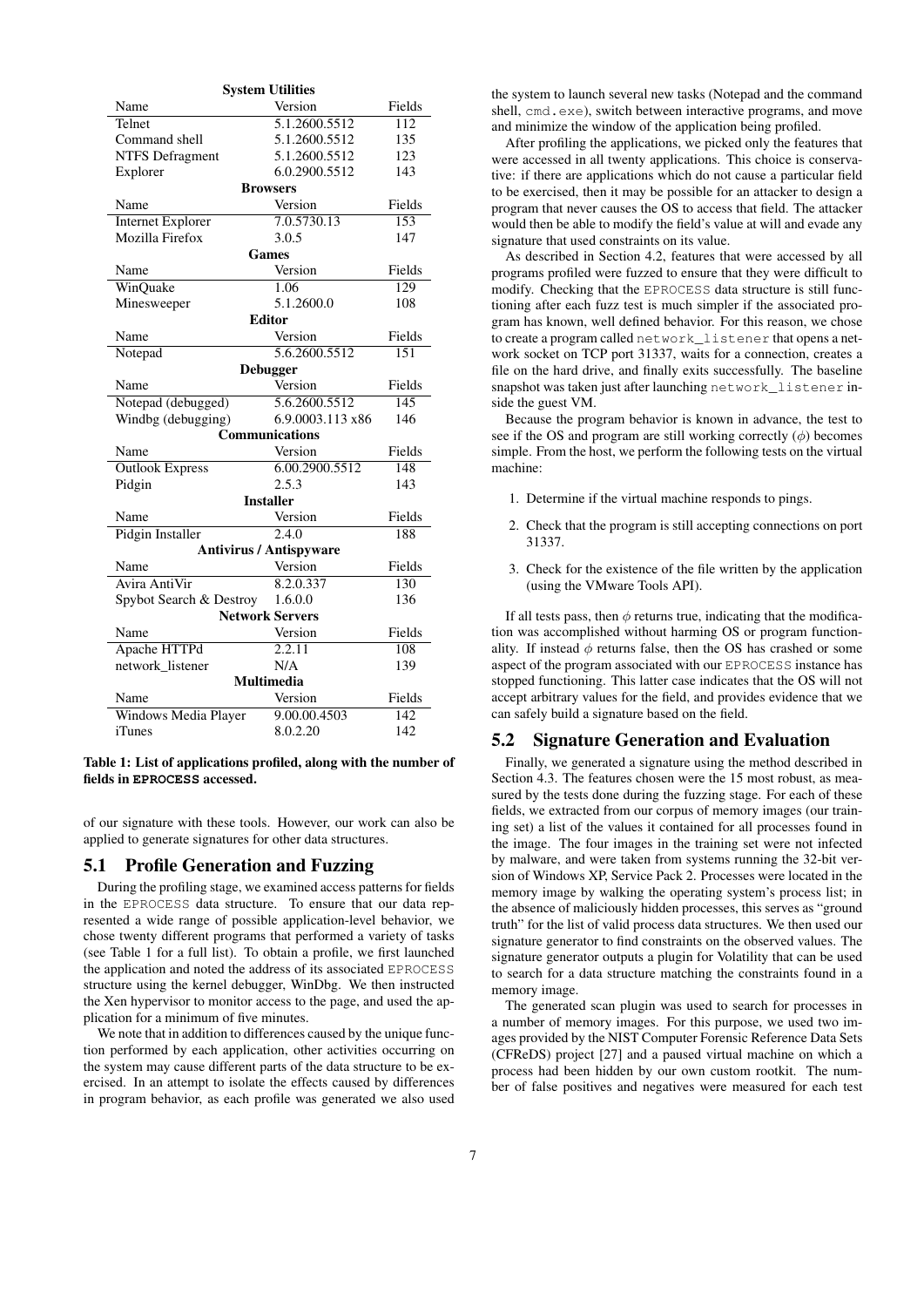| Name | Version | Fields |
|---|---|---|
| **System Utilities** | | |
| Telnet | 5.1.2600.5512 | 112 |
| Command shell | 5.1.2600.5512 | 135 |
| NTFS Defragment | 5.1.2600.5512 | 123 |
| Explorer | 6.0.2900.5512 | 143 |
| **Browsers** | | |
| Internet Explorer | 7.0.5730.13 | 153 |
| Mozilla Firefox | 3.0.5 | 147 |
| **Games** | | |
| WinQuake | 1.06 | 129 |
| Minesweeper | 5.1.2600.0 | 108 |
| **Editor** | | |
| Notepad | 5.6.2600.5512 | 151 |
| **Debugger** | | |
| Notepad (debugged) | 5.6.2600.5512 | 145 |
| Windbg (debugging) | 6.9.0003.113 x86 | 146 |
| **Communications** | | |
| Outlook Express | 6.00.2900.5512 | 148 |
| Pidgin | 2.5.3 | 143 |
| **Installer** | | |
| Pidgin Installer | 2.4.0 | 188 |
| **Antivirus / Antispyware** | | |
| Avira AntiVir | 8.2.0.337 | 130 |
| Spybot Search & Destroy | 1.6.0.0 | 136 |
| **Network Servers** | | |
| Apache HTTPd | 2.2.11 | 108 |
| network_listener | N/A | 139 |
| **Multimedia** | | |
| Windows Media Player | 9.00.00.4503 | 142 |
| iTunes | 8.0.2.20 | 142 |

**Table 1: List of applications profiled, along with the number of fields in EPROCESS accessed.**

of our signature with these tools. However, our work can also be applied to generate signatures for other data structures.

## 5.1 Profile Generation and Fuzzing

During the profiling stage, we examined access patterns for fields in the EPROCESS data structure. To ensure that our data represented a wide range of possible application-level behavior, we chose twenty different programs that performed a variety of tasks (see Table 1 for a full list). To obtain a profile, we first launched the application and noted the address of its associated EPROCESS structure using the kernel debugger, WinDbg. We then instructed the Xen hypervisor to monitor access to the page, and used the application for a minimum of five minutes.

We note that in addition to differences caused by the unique function performed by each application, other activities occurring on the system may cause different parts of the data structure to be exercised. In an attempt to isolate the effects caused by differences in program behavior, as each profile was generated we also used the system to launch several new tasks (Notepad and the command shell, `cmd.exe`), switch between interactive programs, and move and minimize the window of the application being profiled.

After profiling the applications, we picked only the features that were accessed in all twenty applications. This choice is conservative: if there are applications which do not cause a particular field to be exercised, then it may be possible for an attacker to design a program that never causes the OS to access that field. The attacker would then be able to modify the field's value at will and evade any signature that used constraints on its value.

As described in Section 4.2, features that were accessed by all programs profiled were fuzzed to ensure that they were difficult to modify. Checking that the EPROCESS data structure is still functioning after each fuzz test is much simpler if the associated program has known, well defined behavior. For this reason, we chose to create a program called `network_listener` that opens a network socket on TCP port 31337, waits for a connection, creates a file on the hard drive, and finally exits successfully. The baseline snapshot was taken just after launching `network_listener` inside the guest VM.

Because the program behavior is known in advance, the test to see if the OS and program are still working correctly ($\phi$) becomes simple. From the host, we perform the following tests on the virtual machine:

1. Determine if the virtual machine responds to pings.
2. Check that the program is still accepting connections on port 31337.
3. Check for the existence of the file written by the application (using the VMware Tools API).

If all tests pass, then $\phi$ returns true, indicating that the modification was accomplished without harming OS or program functionality. If instead $\phi$ returns false, then the OS has crashed or some aspect of the program associated with our EPROCESS instance has stopped functioning. This latter case indicates that the OS will not accept arbitrary values for the field, and provides evidence that we can safely build a signature based on the field.

## 5.2 Signature Generation and Evaluation

Finally, we generated a signature using the method described in Section 4.3. The features chosen were the 15 most robust, as measured by the tests done during the fuzzing stage. For each of these fields, we extracted from our corpus of memory images (our training set) a list of the values it contained for all processes found in the image. The four images in the training set were not infected by malware, and were taken from systems running the 32-bit version of Windows XP, Service Pack 2. Processes were located in the memory image by walking the operating system's process list; in the absence of maliciously hidden processes, this serves as "ground truth" for the list of valid process data structures. We then used our signature generator to find constraints on the observed values. The signature generator outputs a plugin for Volatility that can be used to search for a data structure matching the constraints found in a memory image.

The generated scan plugin was used to search for processes in a number of memory images. For this purpose, we used two images provided by the NIST Computer Forensic Reference Data Sets (CFReDS) project [27] and a paused virtual machine on which a process had been hidden by our own custom rootkit. The number of false positives and negatives were measured for each test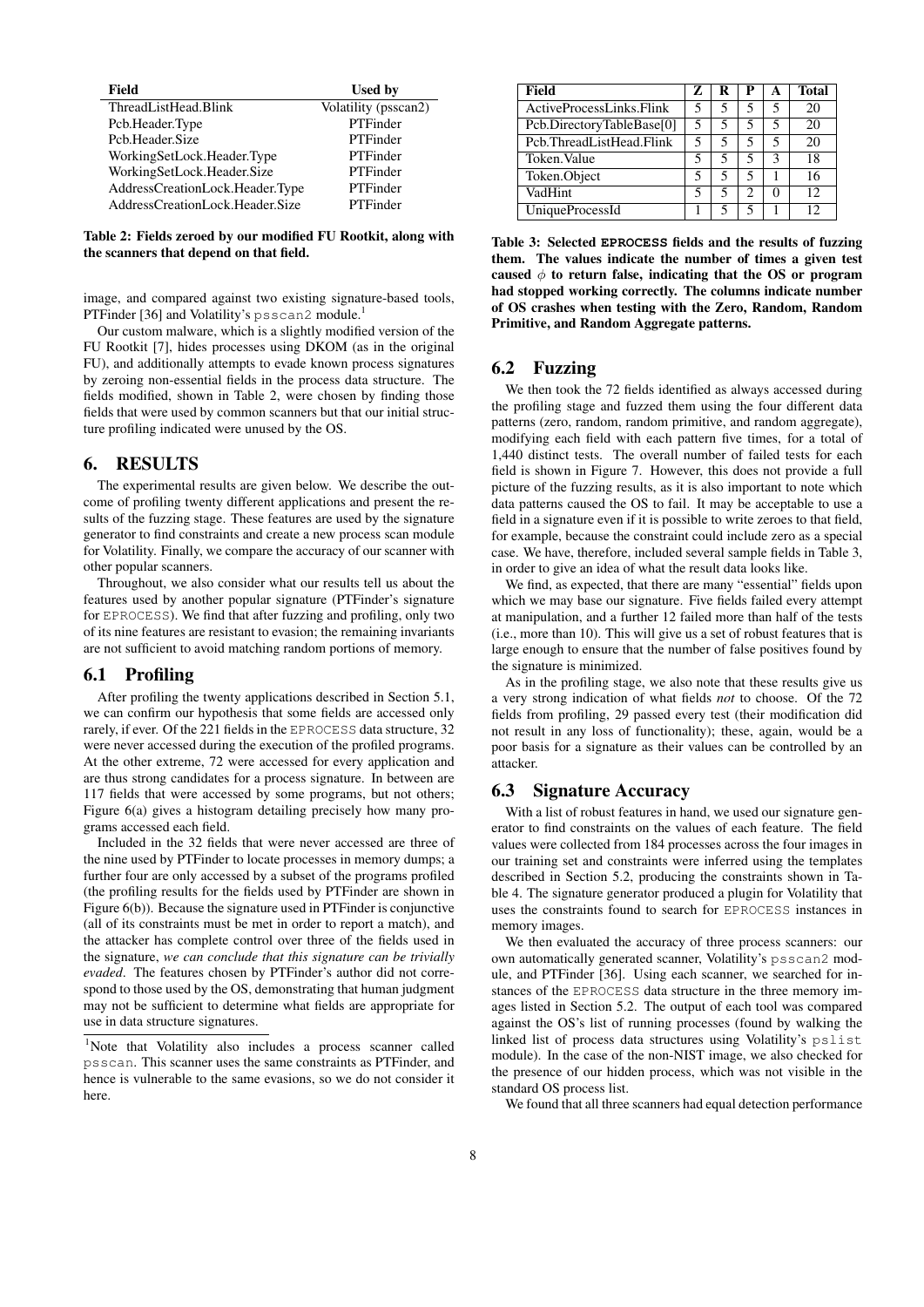| Field | Used by |
|---|---|
| ThreadListHead.Blink | Volatility (psscan2) |
| Pcb.Header.Type | PTFinder |
| Pcb.Header.Size | PTFinder |
| WorkingSetLock.Header.Type | PTFinder |
| WorkingSetLock.Header.Size | PTFinder |
| AddressCreationLock.Header.Type | PTFinder |
| AddressCreationLock.Header.Size | PTFinder |

**Table 2: Fields zeroed by our modified FU Rootkit, along with the scanners that depend on that field.**

image, and compared against two existing signature-based tools, PTFinder [36] and Volatility's `psscan2` module.[1]

Our custom malware, which is a slightly modified version of the FU Rootkit [7], hides processes using DKOM (as in the original FU), and additionally attempts to evade known process signatures by zeroing non-essential fields in the process data structure. The fields modified, shown in Table 2, were chosen by finding those fields that were used by common scanners but that our initial structure profiling indicated were unused by the OS.

## 6. RESULTS

The experimental results are given below. We describe the outcome of profiling twenty different applications and present the results of the fuzzing stage. These features are used by the signature generator to find constraints and create a new process scan module for Volatility. Finally, we compare the accuracy of our scanner with other popular scanners.

Throughout, we also consider what our results tell us about the features used by another popular signature (PTFinder's signature for `EPROCESS`). We find that after fuzzing and profiling, only two of its nine features are resistant to evasion; the remaining invariants are not sufficient to avoid matching random portions of memory.

### 6.1 Profiling

After profiling the twenty applications described in Section 5.1, we can confirm our hypothesis that some fields are accessed only rarely, if ever. Of the 221 fields in the `EPROCESS` data structure, 32 were never accessed during the execution of the profiled programs. At the other extreme, 72 were accessed for every application and are thus strong candidates for a process signature. In between are 117 fields that were accessed by some programs, but not others; Figure 6(a) gives a histogram detailing precisely how many programs accessed each field.

Included in the 32 fields that were never accessed are three of the nine used by PTFinder to locate processes in memory dumps; a further four are only accessed by a subset of the programs profiled (the profiling results for the fields used by PTFinder are shown in Figure 6(b)). Because the signature used in PTFinder is conjunctive (all of its constraints must be met in order to report a match), and the attacker has complete control over three of the fields used in the signature, *we can conclude that this signature can be trivially evaded*. The features chosen by PTFinder's author did not correspond to those used by the OS, demonstrating that human judgment may not be sufficient to determine what fields are appropriate for use in data structure signatures.

[1] Note that Volatility also includes a process scanner called `psscan`. This scanner uses the same constraints as PTFinder, and hence is vulnerable to the same evasions, so we do not consider it here.

| Field | Z | R | P | A | Total |
|---|---|---|---|---|---|
| ActiveProcessLinks.Flink | 5 | 5 | 5 | 5 | 20 |
| Pcb.DirectoryTableBase[0] | 5 | 5 | 5 | 5 | 20 |
| Pcb.ThreadListHead.Flink | 5 | 5 | 5 | 5 | 20 |
| Token.Value | 5 | 5 | 5 | 3 | 18 |
| Token.Object | 5 | 5 | 5 | 1 | 16 |
| VadHint | 5 | 5 | 2 | 0 | 12 |
| UniqueProcessId | 1 | 5 | 5 | 1 | 12 |

**Table 3: Selected `EPROCESS` fields and the results of fuzzing them. The values indicate the number of times a given test caused $\phi$ to return false, indicating that the OS or program had stopped working correctly. The columns indicate number of OS crashes when testing with the Zero, Random, Random Primitive, and Random Aggregate patterns.**

### 6.2 Fuzzing

We then took the 72 fields identified as always accessed during the profiling stage and fuzzed them using the four different data patterns (zero, random, random primitive, and random aggregate), modifying each field with each pattern five times, for a total of 1,440 distinct tests. The overall number of failed tests for each field is shown in Figure 7. However, this does not provide a full picture of the fuzzing results, as it is also important to note which data patterns caused the OS to fail. It may be acceptable to use a field in a signature even if it is possible to write zeroes to that field, for example, because the constraint could include zero as a special case. We have, therefore, included several sample fields in Table 3, in order to give an idea of what the result data looks like.

We find, as expected, that there are many "essential" fields upon which we may base our signature. Five fields failed every attempt at manipulation, and a further 12 failed more than half of the tests (i.e., more than 10). This will give us a set of robust features that is large enough to ensure that the number of false positives found by the signature is minimized.

As in the profiling stage, we also note that these results give us a very strong indication of what fields *not* to choose. Of the 72 fields from profiling, 29 passed every test (their modification did not result in any loss of functionality); these, again, would be a poor basis for a signature as their values can be controlled by an attacker.

### 6.3 Signature Accuracy

With a list of robust features in hand, we used our signature generator to find constraints on the values of each feature. The field values were collected from 184 processes across the four images in our training set and constraints were inferred using the templates described in Section 5.2, producing the constraints shown in Table 4. The signature generator produced a plugin for Volatility that uses the constraints found to search for `EPROCESS` instances in memory images.

We then evaluated the accuracy of three process scanners: our own automatically generated scanner, Volatility's `psscan2` module, and PTFinder [36]. Using each scanner, we searched for instances of the `EPROCESS` data structure in the three memory images listed in Section 5.2. The output of each tool was compared against the OS's list of running processes (found by walking the linked list of process data structures using Volatility's `pslist` module). In the case of the non-NIST image, we also checked for the presence of our hidden process, which was not visible in the standard OS process list.

We found that all three scanners had equal detection performance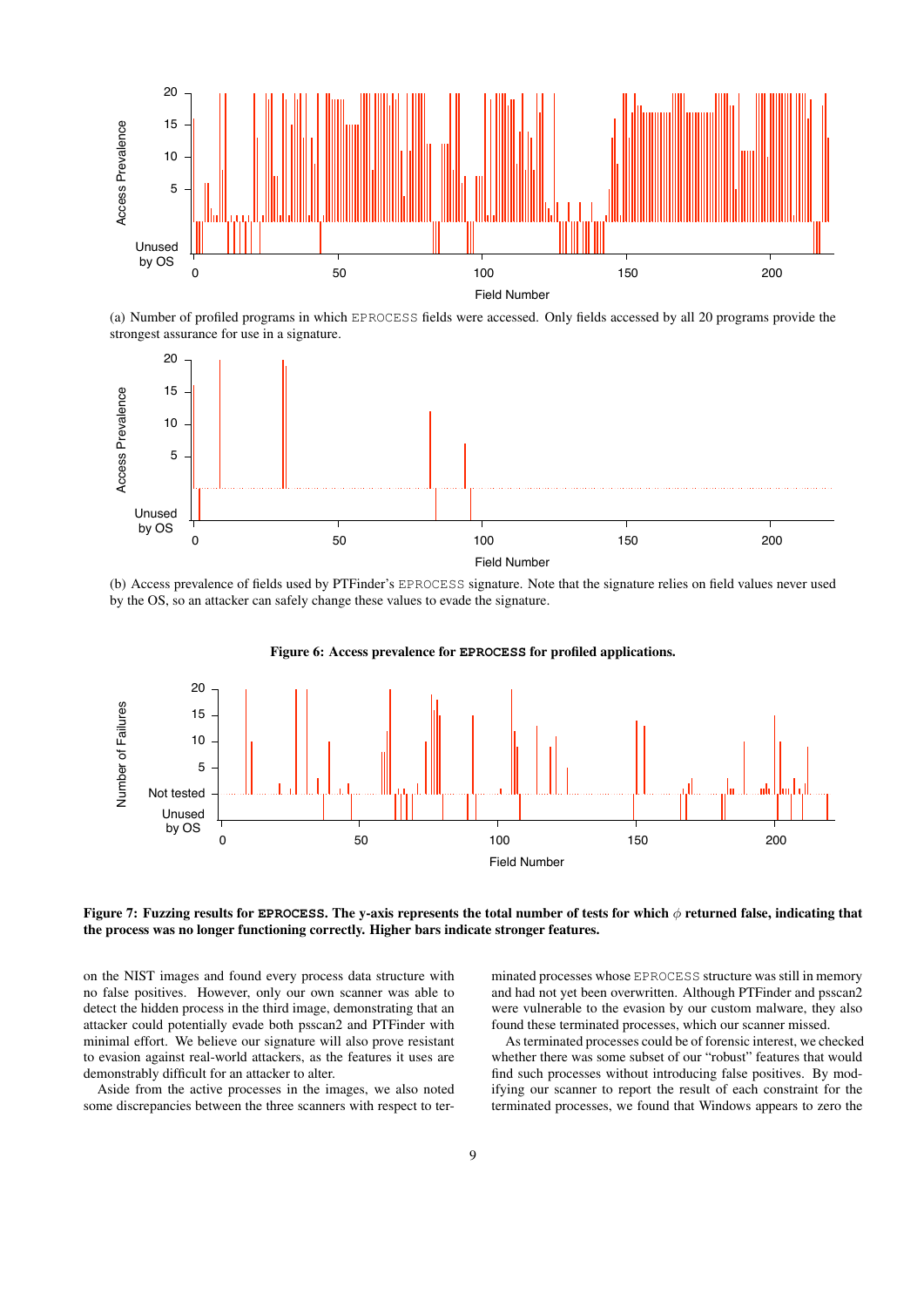(a) Number of profiled programs in which EPROCESS fields were accessed. Only fields accessed by all 20 programs provide the strongest assurance for use in a signature.

(b) Access prevalence of fields used by PTFinder's EPROCESS signature. Note that the signature relies on field values never used by the OS, so an attacker can safely change these values to evade the signature.

**Figure 6: Access prevalence for EPROCESS for profiled applications.**

**Figure 7: Fuzzing results for EPROCESS. The y-axis represents the total number of tests for which $\phi$ returned false, indicating that the process was no longer functioning correctly. Higher bars indicate stronger features.**

on the NIST images and found every process data structure with no false positives. However, only our own scanner was able to detect the hidden process in the third image, demonstrating that an attacker could potentially evade both psscan2 and PTFinder with minimal effort. We believe our signature will also prove resistant to evasion against real-world attackers, as the features it uses are demonstrably difficult for an attacker to alter.

Aside from the active processes in the images, we also noted some discrepancies between the three scanners with respect to terminated processes whose EPROCESS structure was still in memory and had not yet been overwritten. Although PTFinder and psscan2 were vulnerable to the evasion by our custom malware, they also found these terminated processes, which our scanner missed.

As terminated processes could be of forensic interest, we checked whether there was some subset of our "robust" features that would find such processes without introducing false positives. By modifying our scanner to report the result of each constraint for the terminated processes, we found that Windows appears to zero the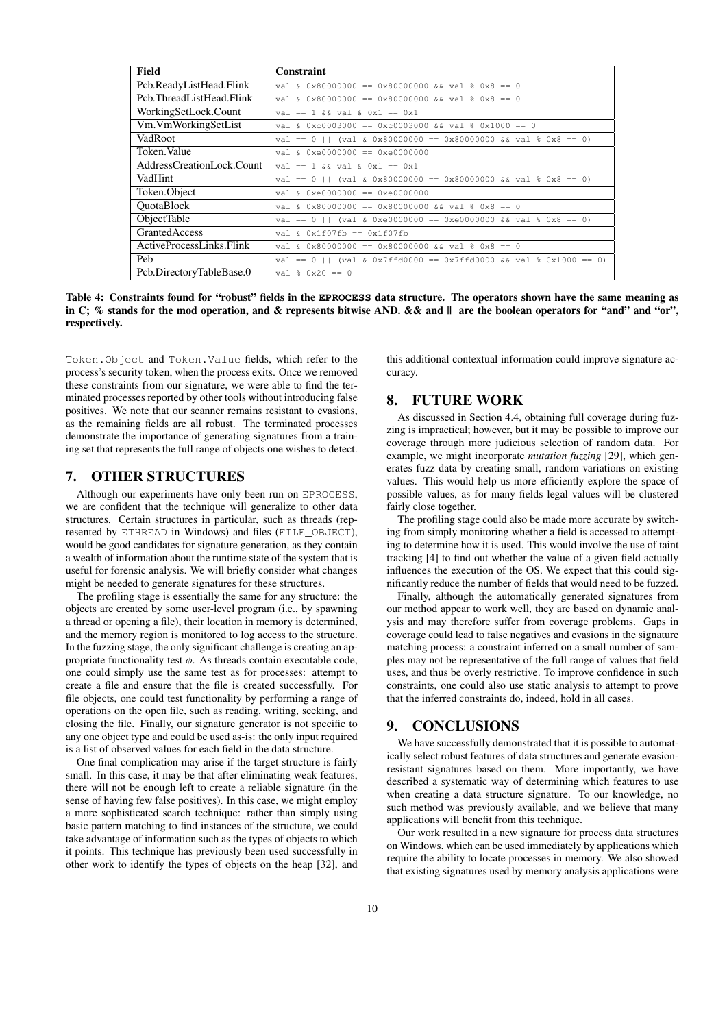| Field | Constraint |
| --- | --- |
| Pcb.ReadyListHead.Flink | `val & 0x80000000 == 0x80000000 && val % 0x8 == 0` |
| Pcb.ThreadListHead.Flink | `val & 0x80000000 == 0x80000000 && val % 0x8 == 0` |
| WorkingSetLock.Count | `val == 1 && val & 0x1 == 0x1` |
| Vm.VmWorkingSetList | `val & 0xc0003000 == 0xc0003000 && val % 0x1000 == 0` |
| VadRoot | `val == 0 \|\| (val & 0x80000000 == 0x80000000 && val % 0x8 == 0)` |
| Token.Value | `val & 0xe0000000 == 0xe0000000` |
| AddressCreationLock.Count | `val == 1 && val & 0x1 == 0x1` |
| VadHint | `val == 0 \|\| (val & 0x80000000 == 0x80000000 && val % 0x8 == 0)` |
| Token.Object | `val & 0xe0000000 == 0xe0000000` |
| QuotaBlock | `val & 0x80000000 == 0x80000000 && val % 0x8 == 0` |
| ObjectTable | `val == 0 \|\| (val & 0xe0000000 == 0xe0000000 && val % 0x8 == 0)` |
| GrantedAccess | `val & 0x1f07fb == 0x1f07fb` |
| ActiveProcessLinks.Flink | `val & 0x80000000 == 0x80000000 && val % 0x8 == 0` |
| Peb | `val == 0 \|\| (val & 0x7ffd0000 == 0x7ffd0000 && val % 0x1000 == 0)` |
| Pcb.DirectoryTableBase.0 | `val % 0x20 == 0` |

**Table 4: Constraints found for "robust" fields in the `EPROCESS` data structure. The operators shown have the same meaning as in C; % stands for the mod operation, and & represents bitwise AND. && and || are the boolean operators for "and" and "or", respectively.**

`Token.Object` and `Token.Value` fields, which refer to the process's security token, when the process exits. Once we removed these constraints from our signature, we were able to find the terminated processes reported by other tools without introducing false positives. We note that our scanner remains resistant to evasions, as the remaining fields are all robust. The terminated processes demonstrate the importance of generating signatures from a training set that represents the full range of objects one wishes to detect.

## 7. OTHER STRUCTURES

Although our experiments have only been run on `EPROCESS`, we are confident that the technique will generalize to other data structures. Certain structures in particular, such as threads (represented by `ETHREAD` in Windows) and files (`FILE_OBJECT`), would be good candidates for signature generation, as they contain a wealth of information about the runtime state of the system that is useful for forensic analysis. We will briefly consider what changes might be needed to generate signatures for these structures.

The profiling stage is essentially the same for any structure: the objects are created by some user-level program (i.e., by spawning a thread or opening a file), their location in memory is determined, and the memory region is monitored to log access to the structure. In the fuzzing stage, the only significant challenge is creating an appropriate functionality test $\phi$. As threads contain executable code, one could simply use the same test as for processes: attempt to create a file and ensure that the file is created successfully. For file objects, one could test functionality by performing a range of operations on the open file, such as reading, writing, seeking, and closing the file. Finally, our signature generator is not specific to any one object type and could be used as-is: the only input required is a list of observed values for each field in the data structure.

One final complication may arise if the target structure is fairly small. In this case, it may be that after eliminating weak features, there will not be enough left to create a reliable signature (in the sense of having few false positives). In this case, we might employ a more sophisticated search technique: rather than simply using basic pattern matching to find instances of the structure, we could take advantage of information such as the types of objects to which it points. This technique has previously been used successfully in other work to identify the types of objects on the heap [32], and this additional contextual information could improve signature accuracy.

## 8. FUTURE WORK

As discussed in Section 4.4, obtaining full coverage during fuzzing is impractical; however, but it may be possible to improve our coverage through more judicious selection of random data. For example, we might incorporate *mutation fuzzing* [29], which generates fuzz data by creating small, random variations on existing values. This would help us more efficiently explore the space of possible values, as for many fields legal values will be clustered fairly close together.

The profiling stage could also be made more accurate by switching from simply monitoring whether a field is accessed to attempting to determine how it is used. This would involve the use of taint tracking [4] to find out whether the value of a given field actually influences the execution of the OS. We expect that this could significantly reduce the number of fields that would need to be fuzzed.

Finally, although the automatically generated signatures from our method appear to work well, they are based on dynamic analysis and may therefore suffer from coverage problems. Gaps in coverage could lead to false negatives and evasions in the signature matching process: a constraint inferred on a small number of samples may not be representative of the full range of values that field uses, and thus be overly restrictive. To improve confidence in such constraints, one could also use static analysis to attempt to prove that the inferred constraints do, indeed, hold in all cases.

## 9. CONCLUSIONS

We have successfully demonstrated that it is possible to automatically select robust features of data structures and generate evasion-resistant signatures based on them. More importantly, we have described a systematic way of determining which features to use when creating a data structure signature. To our knowledge, no such method was previously available, and we believe that many applications will benefit from this technique.

Our work resulted in a new signature for process data structures on Windows, which can be used immediately by applications which require the ability to locate processes in memory. We also showed that existing signatures used by memory analysis applications were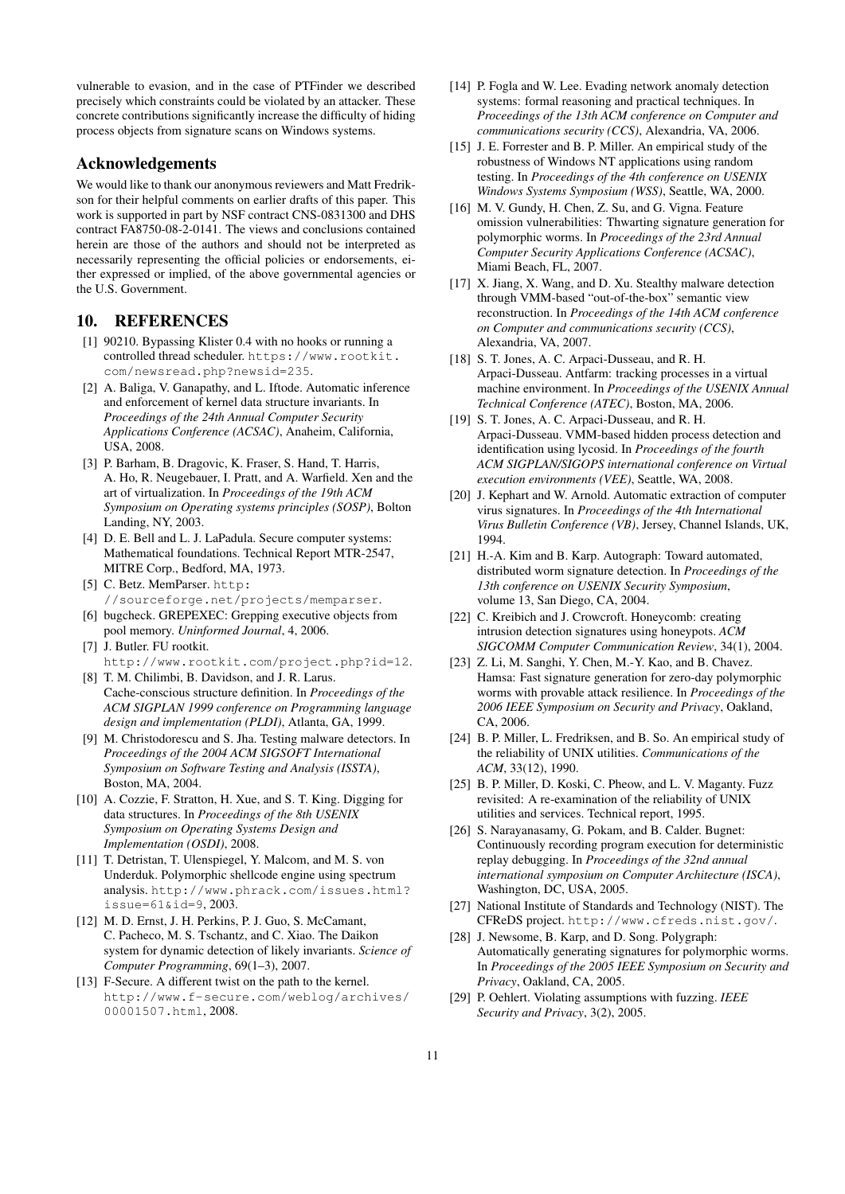vulnerable to evasion, and in the case of PTFinder we described precisely which constraints could be violated by an attacker. These concrete contributions significantly increase the difficulty of hiding process objects from signature scans on Windows systems.

## Acknowledgements

We would like to thank our anonymous reviewers and Matt Fredrikson for their helpful comments on earlier drafts of this paper. This work is supported in part by NSF contract CNS-0831300 and DHS contract FA8750-08-2-0141. The views and conclusions contained herein are those of the authors and should not be interpreted as necessarily representing the official policies or endorsements, either expressed or implied, of the above governmental agencies or the U.S. Government.

## 10. REFERENCES

[1] 90210. Bypassing Klister 0.4 with no hooks or running a controlled thread scheduler. https://www.rootkit.com/newsread.php?newsid=235.

[2] A. Baliga, V. Ganapathy, and L. Iftode. Automatic inference and enforcement of kernel data structure invariants. In *Proceedings of the 24th Annual Computer Security Applications Conference (ACSAC)*, Anaheim, California, USA, 2008.

[3] P. Barham, B. Dragovic, K. Fraser, S. Hand, T. Harris, A. Ho, R. Neugebauer, I. Pratt, and A. Warfield. Xen and the art of virtualization. In *Proceedings of the 19th ACM Symposium on Operating systems principles (SOSP)*, Bolton Landing, NY, 2003.

[4] D. E. Bell and L. J. LaPadula. Secure computer systems: Mathematical foundations. Technical Report MTR-2547, MITRE Corp., Bedford, MA, 1973.

[5] C. Betz. MemParser. http://sourceforge.net/projects/memparser.

[6] bugcheck. GREPEXEC: Grepping executive objects from pool memory. *Uninformed Journal*, 4, 2006.

[7] J. Butler. FU rootkit. http://www.rootkit.com/project.php?id=12.

[8] T. M. Chilimbi, B. Davidson, and J. R. Larus. Cache-conscious structure definition. In *Proceedings of the ACM SIGPLAN 1999 conference on Programming language design and implementation (PLDI)*, Atlanta, GA, 1999.

[9] M. Christodorescu and S. Jha. Testing malware detectors. In *Proceedings of the 2004 ACM SIGSOFT International Symposium on Software Testing and Analysis (ISSTA)*, Boston, MA, 2004.

[10] A. Cozzie, F. Stratton, H. Xue, and S. T. King. Digging for data structures. In *Proceedings of the 8th USENIX Symposium on Operating Systems Design and Implementation (OSDI)*, 2008.

[11] T. Detristan, T. Ulenspiegel, Y. Malcom, and M. S. von Underduk. Polymorphic shellcode engine using spectrum analysis. http://www.phrack.com/issues.html?issue=61&id=9, 2003.

[12] M. D. Ernst, J. H. Perkins, P. J. Guo, S. McCamant, C. Pacheco, M. S. Tschantz, and C. Xiao. The Daikon system for dynamic detection of likely invariants. *Science of Computer Programming*, 69(1–3), 2007.

[13] F-Secure. A different twist on the path to the kernel. http://www.f-secure.com/weblog/archives/00001507.html, 2008.

[14] P. Fogla and W. Lee. Evading network anomaly detection systems: formal reasoning and practical techniques. In *Proceedings of the 13th ACM conference on Computer and communications security (CCS)*, Alexandria, VA, 2006.

[15] J. E. Forrester and B. P. Miller. An empirical study of the robustness of Windows NT applications using random testing. In *Proceedings of the 4th conference on USENIX Windows Systems Symposium (WSS)*, Seattle, WA, 2000.

[16] M. V. Gundy, H. Chen, Z. Su, and G. Vigna. Feature omission vulnerabilities: Thwarting signature generation for polymorphic worms. In *Proceedings of the 23rd Annual Computer Security Applications Conference (ACSAC)*, Miami Beach, FL, 2007.

[17] X. Jiang, X. Wang, and D. Xu. Stealthy malware detection through VMM-based "out-of-the-box" semantic view reconstruction. In *Proceedings of the 14th ACM conference on Computer and communications security (CCS)*, Alexandria, VA, 2007.

[18] S. T. Jones, A. C. Arpaci-Dusseau, and R. H. Arpaci-Dusseau. Antfarm: tracking processes in a virtual machine environment. In *Proceedings of the USENIX Annual Technical Conference (ATEC)*, Boston, MA, 2006.

[19] S. T. Jones, A. C. Arpaci-Dusseau, and R. H. Arpaci-Dusseau. VMM-based hidden process detection and identification using lycosid. In *Proceedings of the fourth ACM SIGPLAN/SIGOPS international conference on Virtual execution environments (VEE)*, Seattle, WA, 2008.

[20] J. Kephart and W. Arnold. Automatic extraction of computer virus signatures. In *Proceedings of the 4th International Virus Bulletin Conference (VB)*, Jersey, Channel Islands, UK, 1994.

[21] H.-A. Kim and B. Karp. Autograph: Toward automated, distributed worm signature detection. In *Proceedings of the 13th conference on USENIX Security Symposium*, volume 13, San Diego, CA, 2004.

[22] C. Kreibich and J. Crowcroft. Honeycomb: creating intrusion detection signatures using honeypots. *ACM SIGCOMM Computer Communication Review*, 34(1), 2004.

[23] Z. Li, M. Sanghi, Y. Chen, M.-Y. Kao, and B. Chavez. Hamsa: Fast signature generation for zero-day polymorphic worms with provable attack resilience. In *Proceedings of the 2006 IEEE Symposium on Security and Privacy*, Oakland, CA, 2006.

[24] B. P. Miller, L. Fredriksen, and B. So. An empirical study of the reliability of UNIX utilities. *Communications of the ACM*, 33(12), 1990.

[25] B. P. Miller, D. Koski, C. Pheow, and L. V. Maganty. Fuzz revisited: A re-examination of the reliability of UNIX utilities and services. Technical report, 1995.

[26] S. Narayanasamy, G. Pokam, and B. Calder. Bugnet: Continuously recording program execution for deterministic replay debugging. In *Proceedings of the 32nd annual international symposium on Computer Architecture (ISCA)*, Washington, DC, USA, 2005.

[27] National Institute of Standards and Technology (NIST). The CFReDS project. http://www.cfreds.nist.gov/.

[28] J. Newsome, B. Karp, and D. Song. Polygraph: Automatically generating signatures for polymorphic worms. In *Proceedings of the 2005 IEEE Symposium on Security and Privacy*, Oakland, CA, 2005.

[29] P. Oehlert. Violating assumptions with fuzzing. *IEEE Security and Privacy*, 3(2), 2005.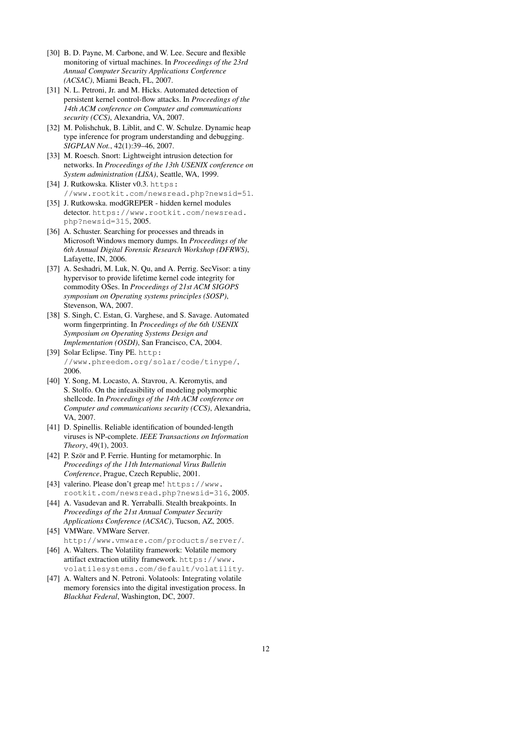- [30] B. D. Payne, M. Carbone, and W. Lee. Secure and flexible monitoring of virtual machines. In *Proceedings of the 23rd Annual Computer Security Applications Conference (ACSAC)*, Miami Beach, FL, 2007.
- [31] N. L. Petroni, Jr. and M. Hicks. Automated detection of persistent kernel control-flow attacks. In *Proceedings of the 14th ACM conference on Computer and communications security (CCS)*, Alexandria, VA, 2007.
- [32] M. Polishchuk, B. Liblit, and C. W. Schulze. Dynamic heap type inference for program understanding and debugging. *SIGPLAN Not.*, 42(1):39–46, 2007.
- [33] M. Roesch. Snort: Lightweight intrusion detection for networks. In *Proceedings of the 13th USENIX conference on System administration (LISA)*, Seattle, WA, 1999.
- [34] J. Rutkowska. Klister v0.3. `https://www.rootkit.com/newsread.php?newsid=51`.
- [35] J. Rutkowska. modGREPER - hidden kernel modules detector. `https://www.rootkit.com/newsread.php?newsid=315`, 2005.
- [36] A. Schuster. Searching for processes and threads in Microsoft Windows memory dumps. In *Proceedings of the 6th Annual Digital Forensic Research Workshop (DFRWS)*, Lafayette, IN, 2006.
- [37] A. Seshadri, M. Luk, N. Qu, and A. Perrig. SecVisor: a tiny hypervisor to provide lifetime kernel code integrity for commodity OSes. In *Proceedings of 21st ACM SIGOPS symposium on Operating systems principles (SOSP)*, Stevenson, WA, 2007.
- [38] S. Singh, C. Estan, G. Varghese, and S. Savage. Automated worm fingerprinting. In *Proceedings of the 6th USENIX Symposium on Operating Systems Design and Implementation (OSDI)*, San Francisco, CA, 2004.
- [39] Solar Eclipse. Tiny PE. `http://www.phreedom.org/solar/code/tinype/`, 2006.
- [40] Y. Song, M. Locasto, A. Stavrou, A. Keromytis, and S. Stolfo. On the infeasibility of modeling polymorphic shellcode. In *Proceedings of the 14th ACM conference on Computer and communications security (CCS)*, Alexandria, VA, 2007.
- [41] D. Spinellis. Reliable identification of bounded-length viruses is NP-complete. *IEEE Transactions on Information Theory*, 49(1), 2003.
- [42] P. Ször and P. Ferrie. Hunting for metamorphic. In *Proceedings of the 11th International Virus Bulletin Conference*, Prague, Czech Republic, 2001.
- [43] valerino. Please don't greap me! `https://www.rootkit.com/newsread.php?newsid=316`, 2005.
- [44] A. Vasudevan and R. Yerraballi. Stealth breakpoints. In *Proceedings of the 21st Annual Computer Security Applications Conference (ACSAC)*, Tucson, AZ, 2005.
- [45] VMWare. VMWare Server. `http://www.vmware.com/products/server/`.
- [46] A. Walters. The Volatility framework: Volatile memory artifact extraction utility framework. `https://www.volatilesystems.com/default/volatility`.
- [47] A. Walters and N. Petroni. Volatools: Integrating volatile memory forensics into the digital investigation process. In *Blackhat Federal*, Washington, DC, 2007.